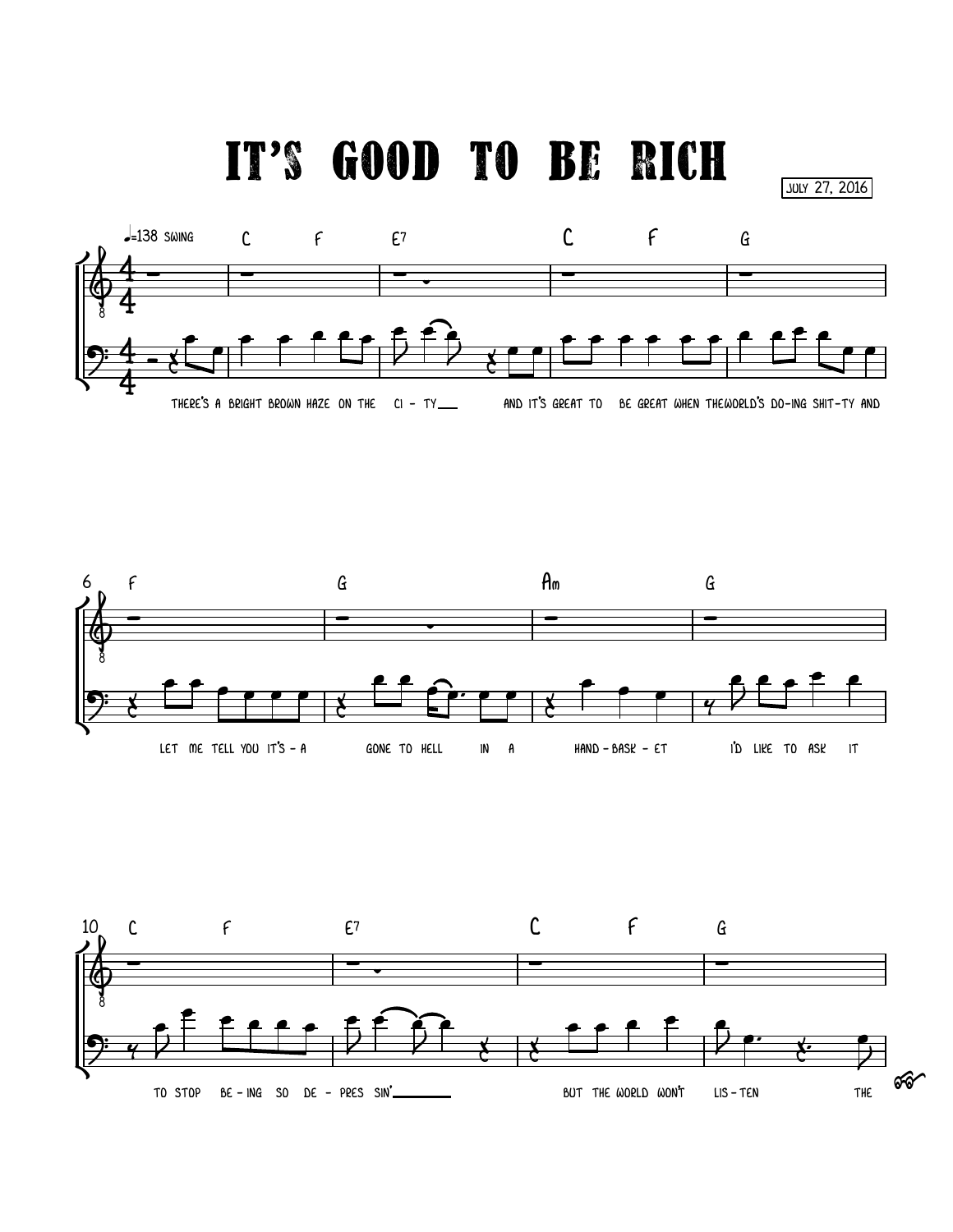# IT'S GOOD TO BE RICH

JULY 27, 2016

♩=138 SWING

C F E7 C F G

THERE'S A BRIGHT BROWN HAZE ON THE CI - TY___ AND IT'S GREAT TO BE GREAT WHEN THEWORLD'S DO-ING SHIT-TY AND

F G Am G

LET ME TELL YOU IT'S - A GONE TO HELL IN A HAND - BASK - ET I'D LIKE TO ASK IT

C F E7 C F G

TO STOP BE - ING SO DE - PRES SIN'_______ BUT THE WORLD WON'T LIS - TEN THE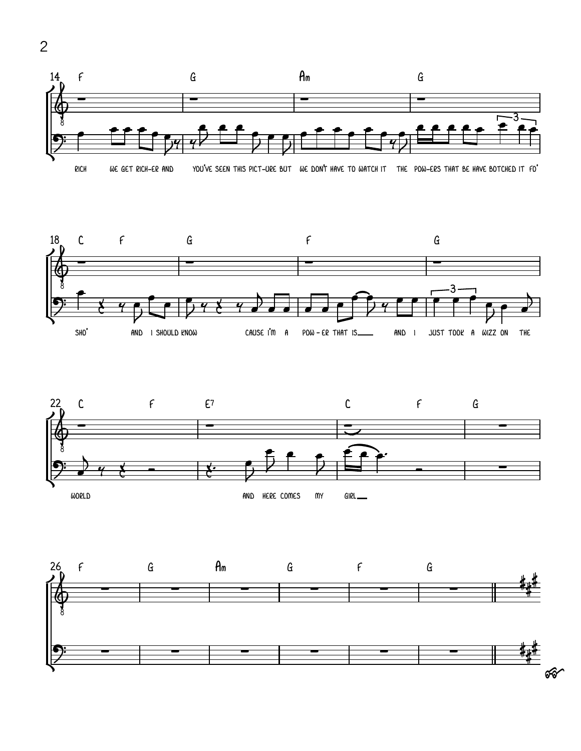14 F G Am G

RICH WE GET RICH-ER AND YOU'VE SEEN THIS PICT-URE BUT WE DON'T HAVE TO WATCH IT THE POW-ERS THAT BE HAVE BOTCHED IT FO'

18 C F G F G

SHO' AND I SHOULD KNOW CAUSE I'M A POW - ER THAT IS___ AND I JUST TOOK A WIZZ ON THE

22 C F E7 C F G

WORLD AND HERE COMES MY GIRL___

26 F G Am G F G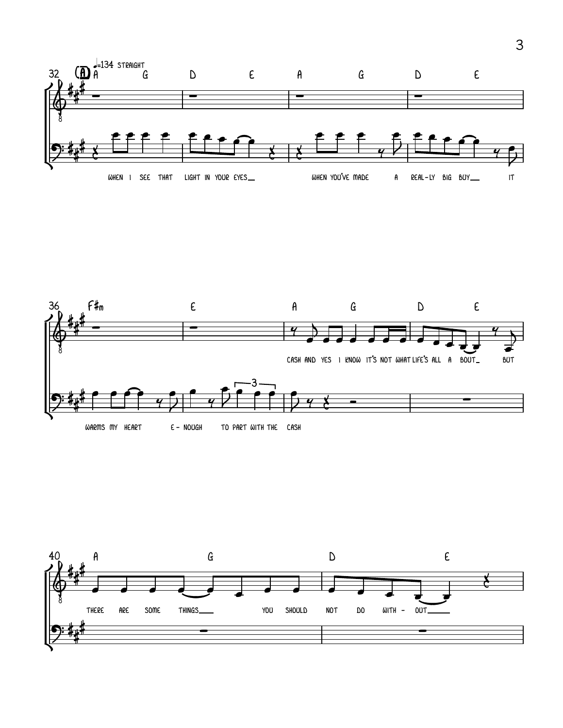32 (A) ♩=134 STRAIGHT

A G D E A G D E

WHEN I SEE THAT LIGHT IN YOUR EYES___ WHEN YOU'VE MADE A REAL-LY BIG BUY___ IT

36

F#m E A G D E

WARMS MY HEART E - NOUGH TO PART WITH THE CASH

CASH AND YES I KNOW IT'S NOT WHAT LIFE'S ALL A BOUT_ BUT

40

A G D E

THERE ARE SOME THINGS___ YOU SHOULD NOT DO WITH - OUT_____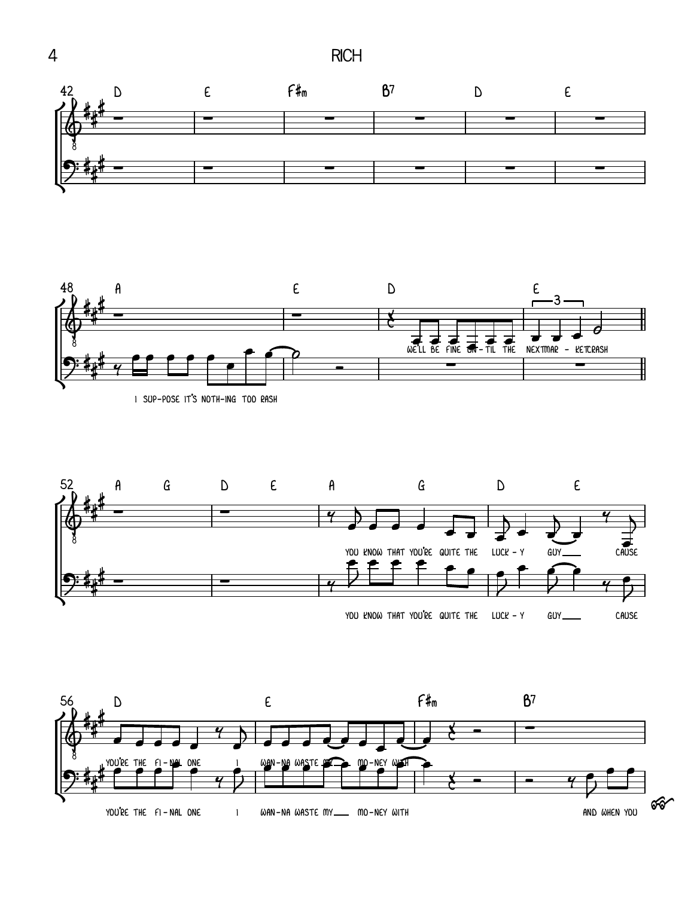42 D E F#m B7 D E

48 A E D E

I SUP-POSE IT'S NOTH-ING TOO RASH

WE'LL BE FINE UN-TIL THE NEXT MAR - KET CRASH

52 A G D E A G D E

YOU KNOW THAT YOU'RE QUITE THE LUCK - Y GUY CAUSE

YOU KNOW THAT YOU'RE QUITE THE LUCK - Y GUY CAUSE

56 D E F#m B7

YOU'RE THE FI - NAL ONE I WAN-NA WASTE MY MO-NEY WITH

YOU'RE THE FI - NAL ONE I WAN-NA WASTE MY MO-NEY WITH

AND WHEN YOU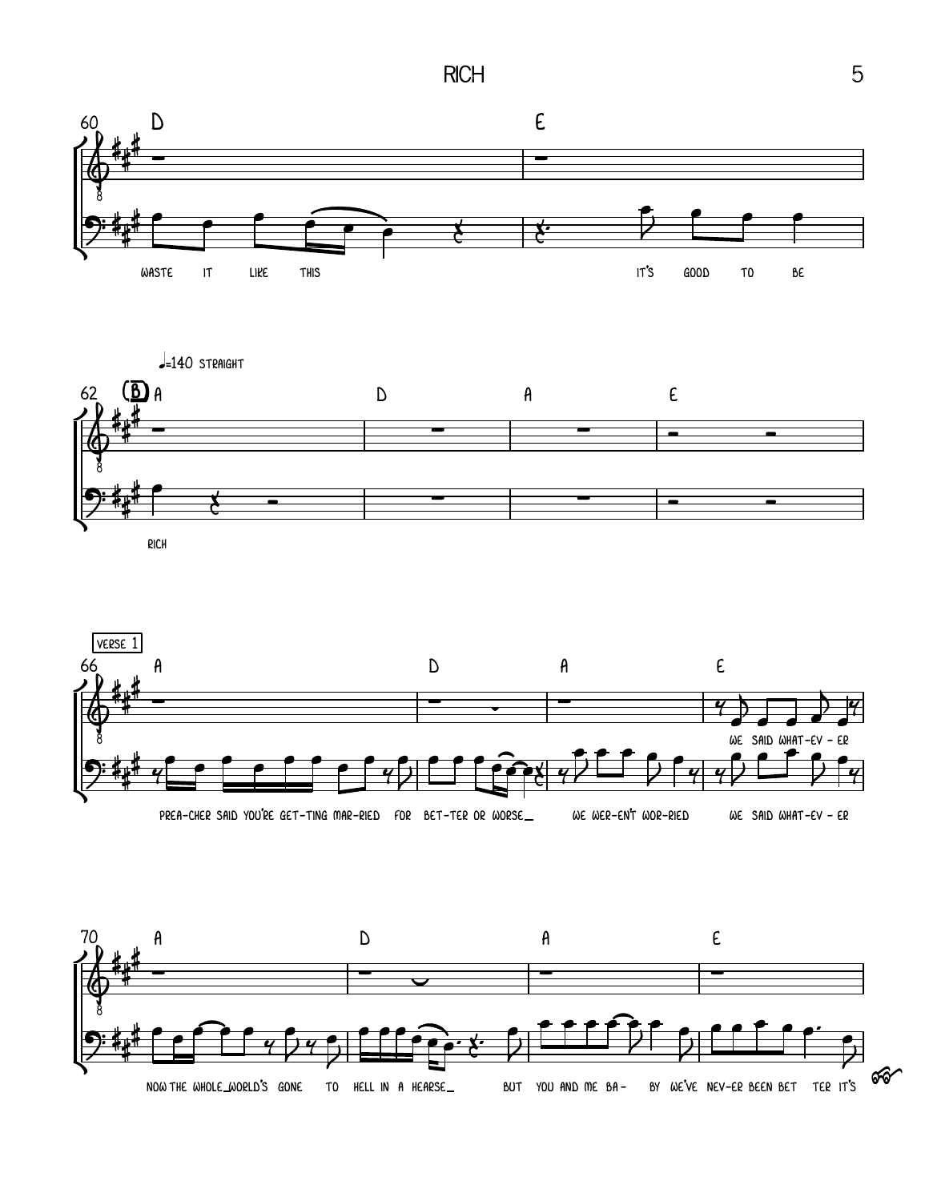60 D E

waste it like this it's good to be

♩=140 STRAIGHT

62 (B) A D A E

rich

VERSE 1

66 A D A E

we said what-ev - er

prea-cher said you're get-ting mar-ried for bet-ter or worse_ we wer-en't wor-ried we said what-ev - er

70 A D A E

now the whole_world's gone to hell in a hearse_ but you and me ba - by we've nev-er been bet ter it's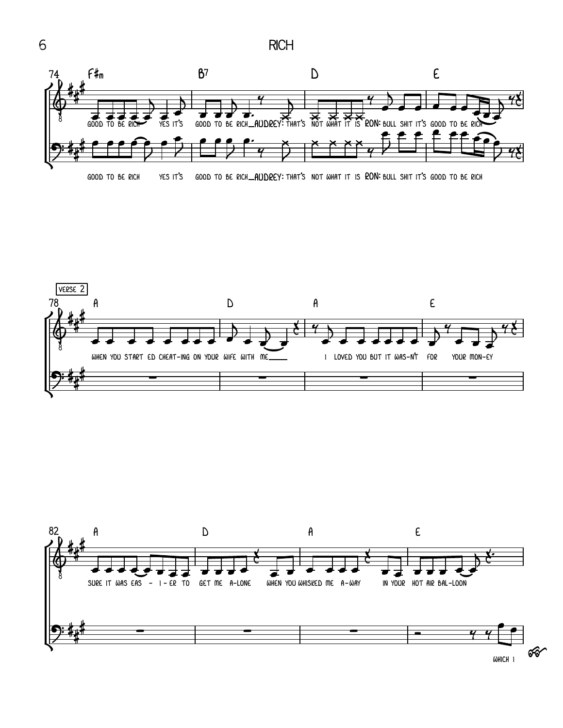74 F#m B7 D E

GOOD TO BE RICH YES IT'S GOOD TO BE RICH_AUDREY: THAT'S NOT WHAT IT IS RON: BULL SHIT IT'S GOOD TO BE RICH

GOOD TO BE RICH YES IT'S GOOD TO BE RICH_AUDREY: THAT'S NOT WHAT IT IS RON: BULL SHIT IT'S GOOD TO BE RICH

VERSE 2

78 A D A E

WHEN YOU START ED CHEAT-ING ON YOUR WIFE WITH ME____ I LOVED YOU BUT IT WAS-N'T FOR YOUR MON-EY

82 A D A E

SURE IT WAS EAS - I - ER TO GET ME A-LONE WHEN YOU WHISKED ME A-WAY IN YOUR HOT AIR BAL-LOON

WHICH I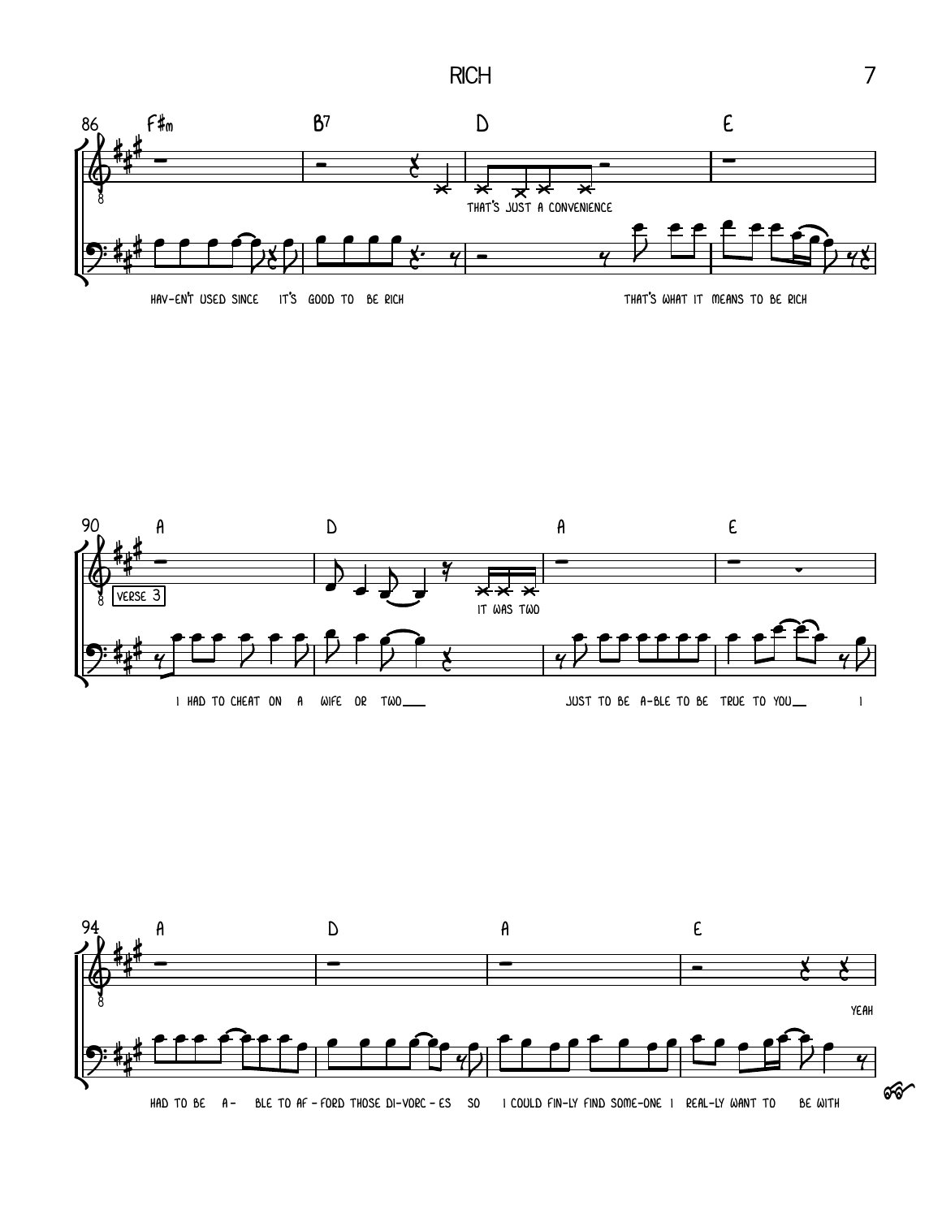86 F♯m B7 D E

THAT'S JUST A CONVENIENCE

HAV-EN'T USED SINCE IT'S GOOD TO BE RICH THAT'S WHAT IT MEANS TO BE RICH

90 A D A E

VERSE 3

IT WAS TWO

I HAD TO CHEAT ON A WIFE OR TWO___ JUST TO BE A-BLE TO BE TRUE TO YOU___ I

94 A D A E

YEAH

HAD TO BE A- BLE TO AF - FORD THOSE DI-VORC - ES SO I COULD FIN-LY FIND SOME-ONE I REAL-LY WANT TO BE WITH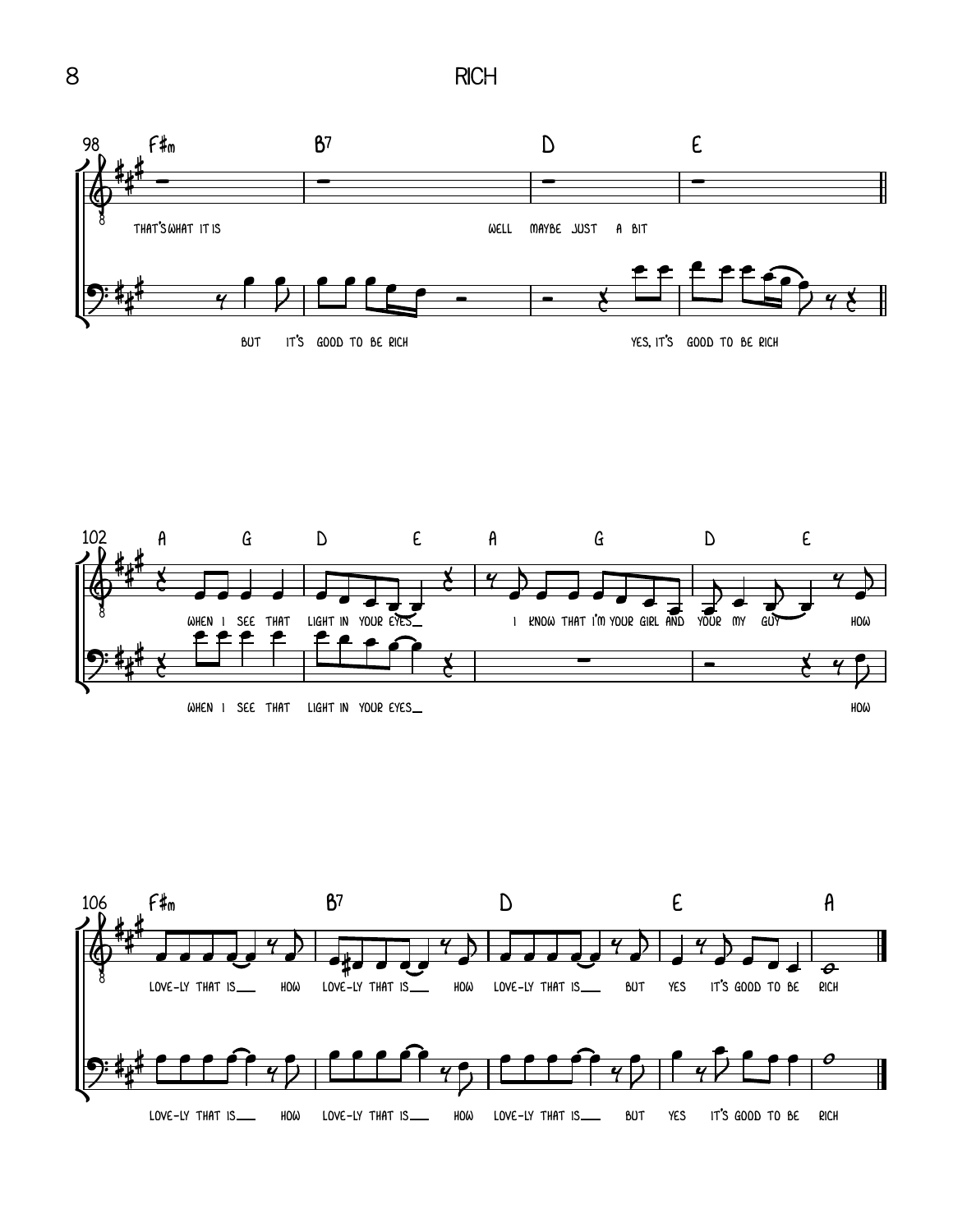98 F♯m B7 D E

THAT'S WHAT IT IS WELL MAYBE JUST A BIT

BUT IT'S GOOD TO BE RICH YES, IT'S GOOD TO BE RICH

102 A G D E A G D E

WHEN I SEE THAT LIGHT IN YOUR EYES\_\_ I KNOW THAT I'M YOUR GIRL AND YOUR MY GUY HOW

WHEN I SEE THAT LIGHT IN YOUR EYES\_\_ HOW

106 F♯m B7 D E A

LOVE-LY THAT IS\_\_ HOW LOVE-LY THAT IS\_\_ HOW LOVE-LY THAT IS\_\_ BUT YES IT'S GOOD TO BE RICH

LOVE-LY THAT IS\_\_ HOW LOVE-LY THAT IS\_\_ HOW LOVE-LY THAT IS\_\_ BUT YES IT'S GOOD TO BE RICH